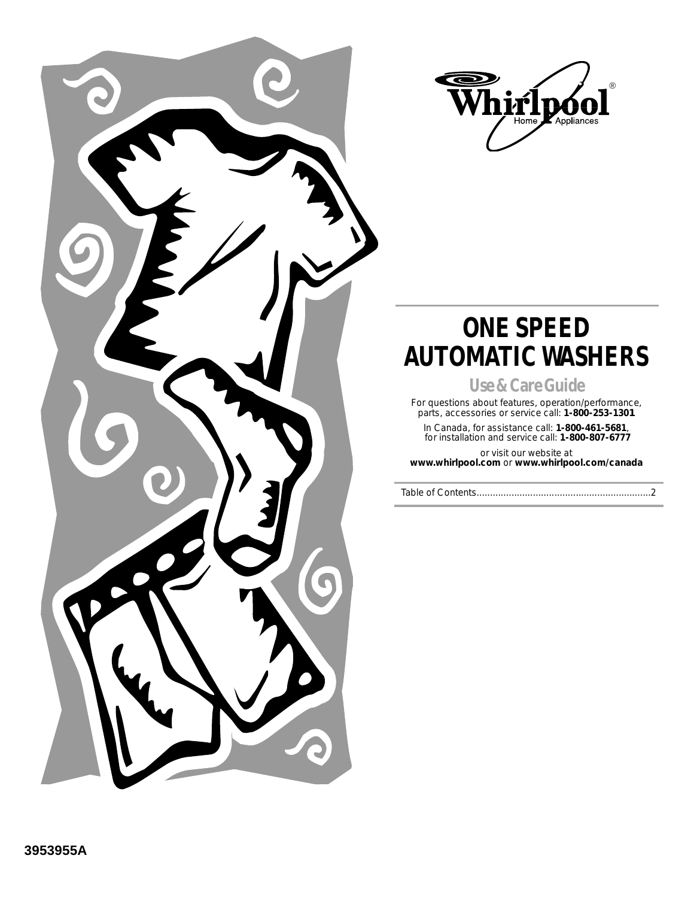Whirlpool® Home Appliances

# ONE SPEED AUTOMATIC WASHERS

## Use & Care Guide

For questions about features, operation/performance, parts, accessories or service call: **1-800-253-1301**

In Canada, for assistance call: **1-800-461-5681**, for installation and service call: **1-800-807-6777**

or visit our website at
**www.whirlpool.com** or **www.whirlpool.com/canada**

Table of Contents.................................................................2

**3953955A**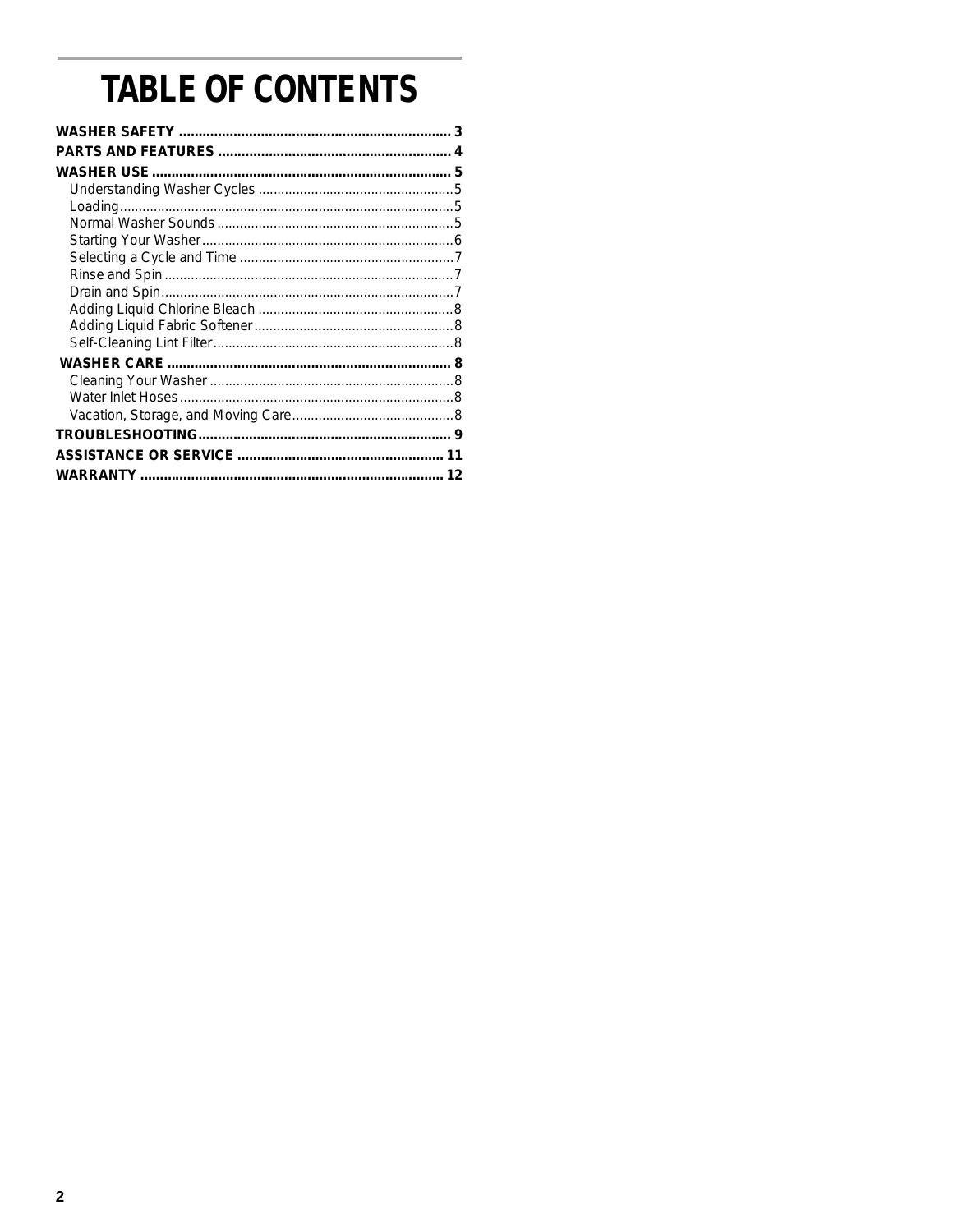# TABLE OF CONTENTS

**WASHER SAFETY** ........................................................................ **3**

**PARTS AND FEATURES** ............................................................ **4**

**WASHER USE** ............................................................................ **5**

- Understanding Washer Cycles ....................................................5
- Loading........................................................................................5
- Normal Washer Sounds ...............................................................5
- Starting Your Washer...................................................................6
- Selecting a Cycle and Time .........................................................7
- Rinse and Spin ............................................................................7
- Drain and Spin..............................................................................7
- Adding Liquid Chlorine Bleach ....................................................8
- Adding Liquid Fabric Softener.....................................................8
- Self-Cleaning Lint Filter................................................................8

**WASHER CARE** ......................................................................... **8**

- Cleaning Your Washer .................................................................8
- Water Inlet Hoses.........................................................................8
- Vacation, Storage, and Moving Care...........................................8

**TROUBLESHOOTING**................................................................ **9**

**ASSISTANCE OR SERVICE** ..................................................... **11**

**WARRANTY** ............................................................................. **12**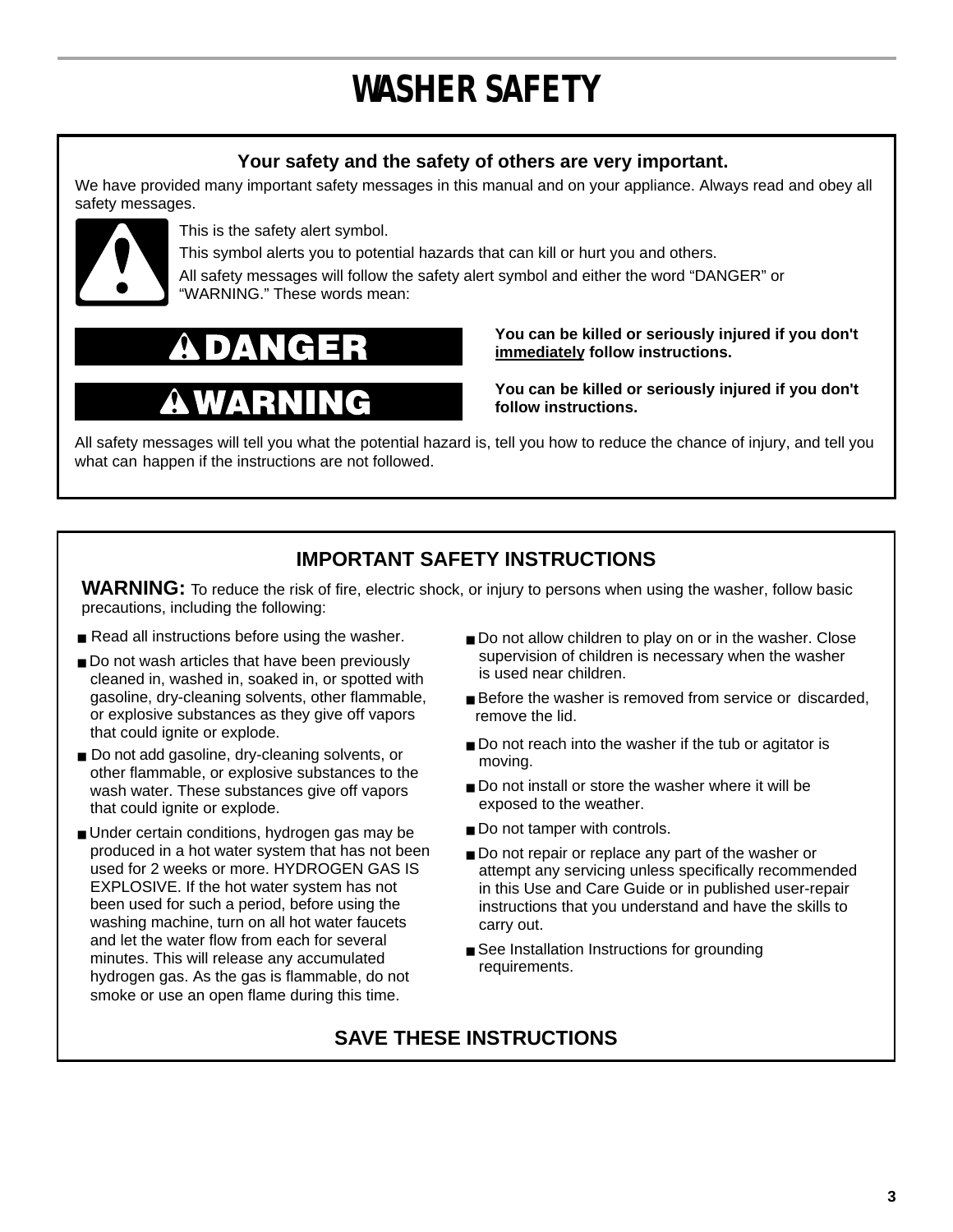# WASHER SAFETY

**Your safety and the safety of others are very important.**

We have provided many important safety messages in this manual and on your appliance. Always read and obey all safety messages.

This is the safety alert symbol.

This symbol alerts you to potential hazards that can kill or hurt you and others.

All safety messages will follow the safety alert symbol and either the word "DANGER" or "WARNING." These words mean:

**DANGER** — **You can be killed or seriously injured if you don't immediately follow instructions.**

**WARNING** — **You can be killed or seriously injured if you don't follow instructions.**

All safety messages will tell you what the potential hazard is, tell you how to reduce the chance of injury, and tell you what can happen if the instructions are not followed.

## IMPORTANT SAFETY INSTRUCTIONS

**WARNING:** To reduce the risk of fire, electric shock, or injury to persons when using the washer, follow basic precautions, including the following:

- Read all instructions before using the washer.
- Do not wash articles that have been previously cleaned in, washed in, soaked in, or spotted with gasoline, dry-cleaning solvents, other flammable, or explosive substances as they give off vapors that could ignite or explode.
- Do not add gasoline, dry-cleaning solvents, or other flammable, or explosive substances to the wash water. These substances give off vapors that could ignite or explode.
- Under certain conditions, hydrogen gas may be produced in a hot water system that has not been used for 2 weeks or more. HYDROGEN GAS IS EXPLOSIVE. If the hot water system has not been used for such a period, before using the washing machine, turn on all hot water faucets and let the water flow from each for several minutes. This will release any accumulated hydrogen gas. As the gas is flammable, do not smoke or use an open flame during this time.
- Do not allow children to play on or in the washer. Close supervision of children is necessary when the washer is used near children.
- Before the washer is removed from service or discarded, remove the lid.
- Do not reach into the washer if the tub or agitator is moving.
- Do not install or store the washer where it will be exposed to the weather.
- Do not tamper with controls.
- Do not repair or replace any part of the washer or attempt any servicing unless specifically recommended in this Use and Care Guide or in published user-repair instructions that you understand and have the skills to carry out.
- See Installation Instructions for grounding requirements.

**SAVE THESE INSTRUCTIONS**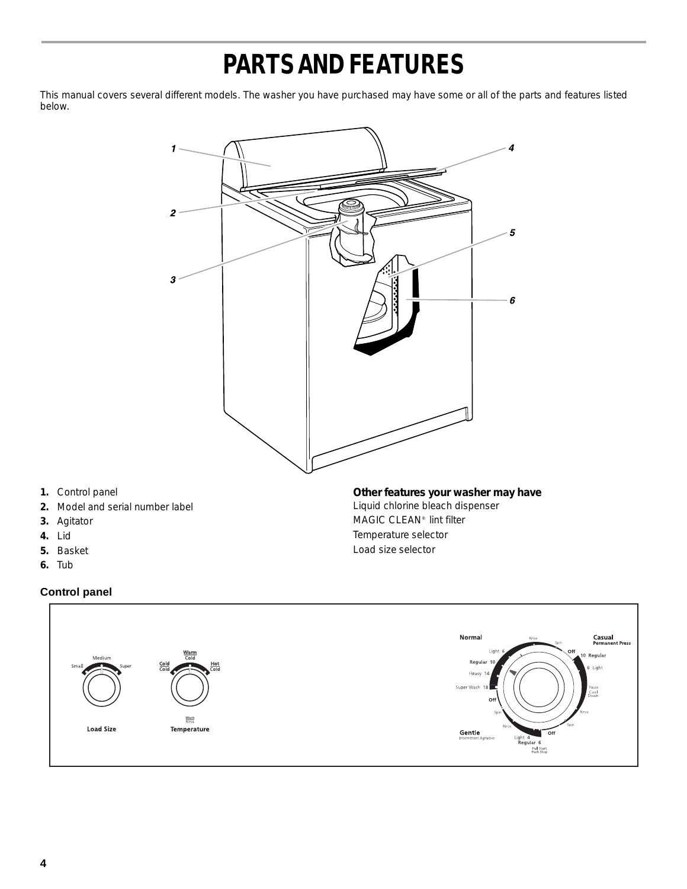# PARTS AND FEATURES

This manual covers several different models. The washer you have purchased may have some or all of the parts and features listed below.

1. Control panel
2. Model and serial number label
3. Agitator
4. Lid
5. Basket
6. Tub

**Other features your washer may have**

Liquid chlorine bleach dispenser

MAGIC CLEAN® lint filter

Temperature selector

Load size selector

### Control panel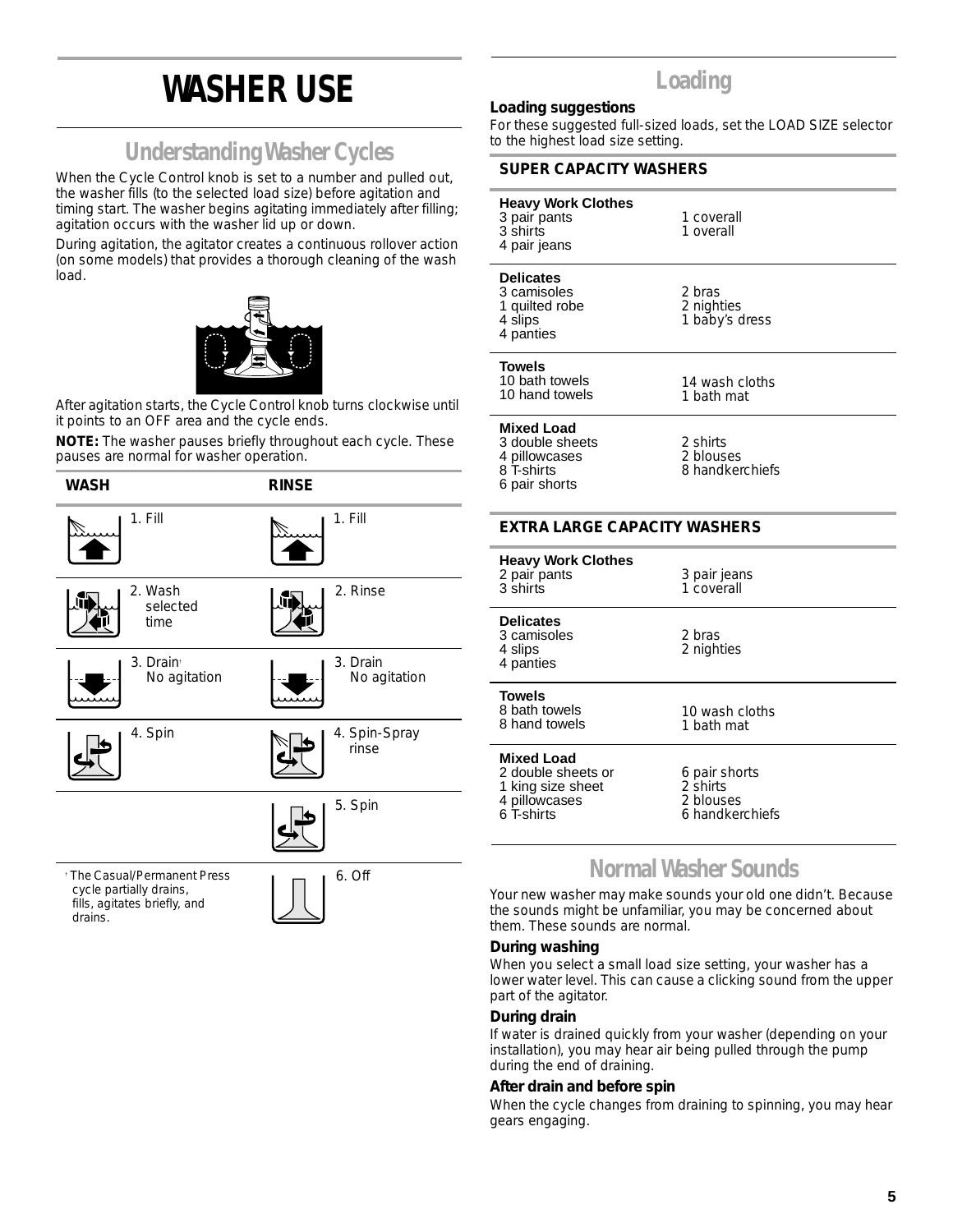# WASHER USE

## Understanding Washer Cycles

When the Cycle Control knob is set to a number and pulled out, the washer fills (to the selected load size) before agitation and timing start. The washer begins agitating immediately after filling; agitation occurs with the washer lid up or down.

During agitation, the agitator creates a continuous rollover action (on some models) that provides a thorough cleaning of the wash load.

After agitation starts, the Cycle Control knob turns clockwise until it points to an OFF area and the cycle ends.

**NOTE:** The washer pauses briefly throughout each cycle. These pauses are normal for washer operation.

| WASH | RINSE |
|---|---|
| 1. Fill | 1. Fill |
| 2. Wash selected time | 2. Rinse |
| 3. Drain† No agitation | 3. Drain No agitation |
| 4. Spin | 4. Spin-Spray rinse |
| | 5. Spin |
| | 6. Off |

† The Casual/Permanent Press cycle partially drains, fills, agitates briefly, and drains.

## Loading

**Loading suggestions**

For these suggested full-sized loads, set the LOAD SIZE selector to the highest load size setting.

### SUPER CAPACITY WASHERS

**Heavy Work Clothes**
3 pair pants
3 shirts
4 pair jeans
1 coverall
1 overall

**Delicates**
3 camisoles
1 quilted robe
4 slips
4 panties
2 bras
2 nighties
1 baby's dress

**Towels**
10 bath towels
10 hand towels
14 wash cloths
1 bath mat

**Mixed Load**
3 double sheets
4 pillowcases
8 T-shirts
6 pair shorts
2 shirts
2 blouses
8 handkerchiefs

### EXTRA LARGE CAPACITY WASHERS

**Heavy Work Clothes**
2 pair pants
3 shirts
3 pair jeans
1 coverall

**Delicates**
3 camisoles
4 slips
4 panties
2 bras
2 nighties

**Towels**
8 bath towels
8 hand towels
10 wash cloths
1 bath mat

**Mixed Load**
2 double sheets or
1 king size sheet
4 pillowcases
6 T-shirts
6 pair shorts
2 shirts
2 blouses
6 handkerchiefs

## Normal Washer Sounds

Your new washer may make sounds your old one didn't. Because the sounds might be unfamiliar, you may be concerned about them. These sounds are normal.

**During washing**

When you select a small load size setting, your washer has a lower water level. This can cause a clicking sound from the upper part of the agitator.

**During drain**

If water is drained quickly from your washer (depending on your installation), you may hear air being pulled through the pump during the end of draining.

**After drain and before spin**

When the cycle changes from draining to spinning, you may hear gears engaging.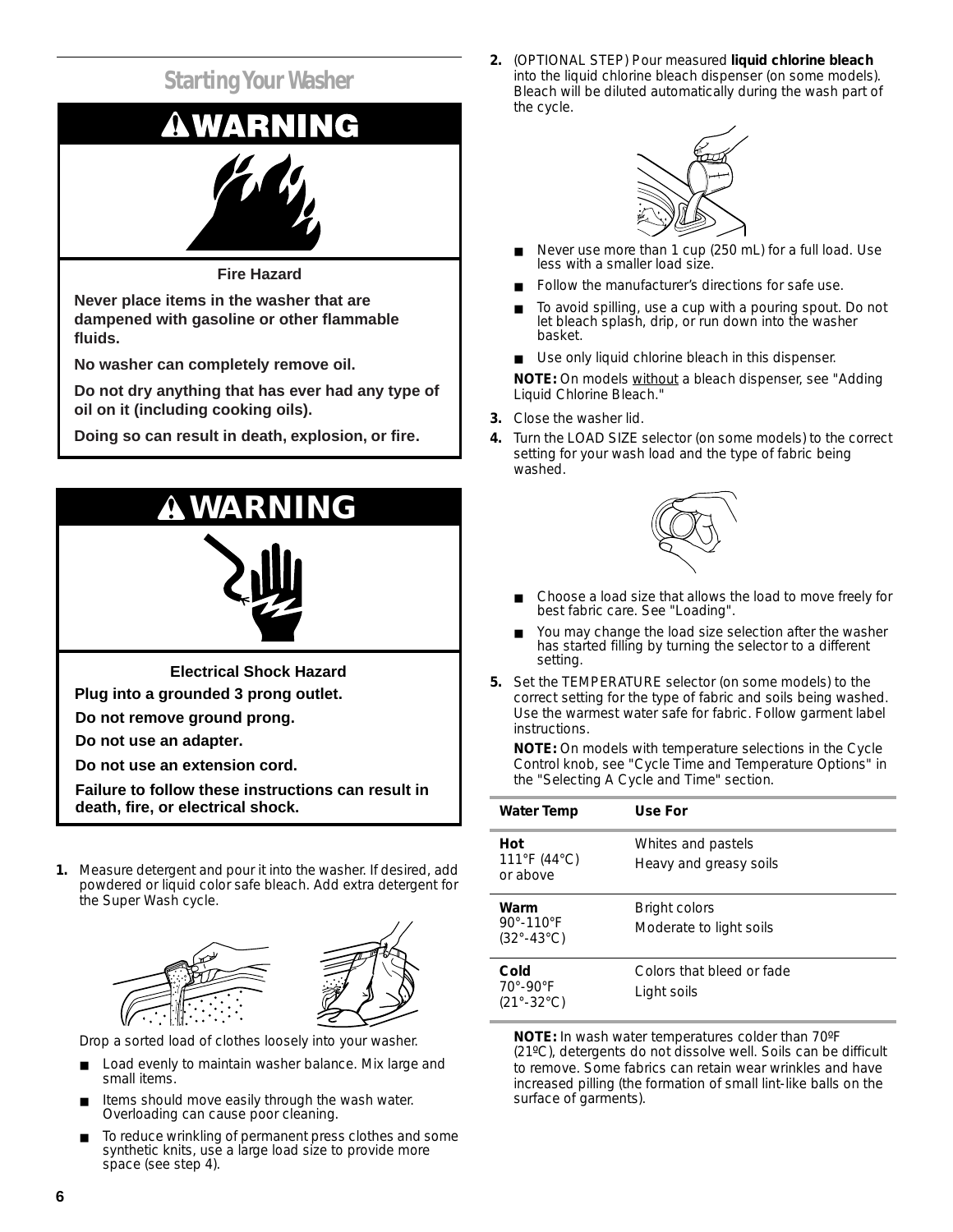## Starting Your Washer

**⚠WARNING**

**Fire Hazard**

**Never place items in the washer that are dampened with gasoline or other flammable fluids.**

**No washer can completely remove oil.**

**Do not dry anything that has ever had any type of oil on it (including cooking oils).**

**Doing so can result in death, explosion, or fire.**

**⚠WARNING**

**Electrical Shock Hazard**

**Plug into a grounded 3 prong outlet.**

**Do not remove ground prong.**

**Do not use an adapter.**

**Do not use an extension cord.**

**Failure to follow these instructions can result in death, fire, or electrical shock.**

1. Measure detergent and pour it into the washer. If desired, add powdered or liquid color safe bleach. Add extra detergent for the Super Wash cycle.

   Drop a sorted load of clothes loosely into your washer.

   - Load evenly to maintain washer balance. Mix large and small items.
   - Items should move easily through the wash water. Overloading can cause poor cleaning.
   - To reduce wrinkling of permanent press clothes and some synthetic knits, use a large load size to provide more space (see step 4).

2. (OPTIONAL STEP) Pour measured **liquid chlorine bleach** into the liquid chlorine bleach dispenser (on some models). Bleach will be diluted automatically during the wash part of the cycle.

   - Never use more than 1 cup (250 mL) for a full load. Use less with a smaller load size.
   - Follow the manufacturer's directions for safe use.
   - To avoid spilling, use a cup with a pouring spout. Do not let bleach splash, drip, or run down into the washer basket.
   - Use only liquid chlorine bleach in this dispenser.

   **NOTE:** On models without a bleach dispenser, see "Adding Liquid Chlorine Bleach."

3. Close the washer lid.

4. Turn the LOAD SIZE selector (on some models) to the correct setting for your wash load and the type of fabric being washed.

   - Choose a load size that allows the load to move freely for best fabric care. See "Loading".
   - You may change the load size selection after the washer has started filling by turning the selector to a different setting.

5. Set the TEMPERATURE selector (on some models) to the correct setting for the type of fabric and soils being washed. Use the warmest water safe for fabric. Follow garment label instructions.

   **NOTE:** On models with temperature selections in the Cycle Control knob, see "Cycle Time and Temperature Options" in the "Selecting A Cycle and Time" section.

| Water Temp | Use For |
|---|---|
| **Hot** 111°F (44°C) or above | Whites and pastels Heavy and greasy soils |
| **Warm** 90°-110°F (32°-43°C) | Bright colors Moderate to light soils |
| **Cold** 70°-90°F (21°-32°C) | Colors that bleed or fade Light soils |

**NOTE:** In wash water temperatures colder than 70ºF (21ºC), detergents do not dissolve well. Soils can be difficult to remove. Some fabrics can retain wear wrinkles and have increased pilling (the formation of small lint-like balls on the surface of garments).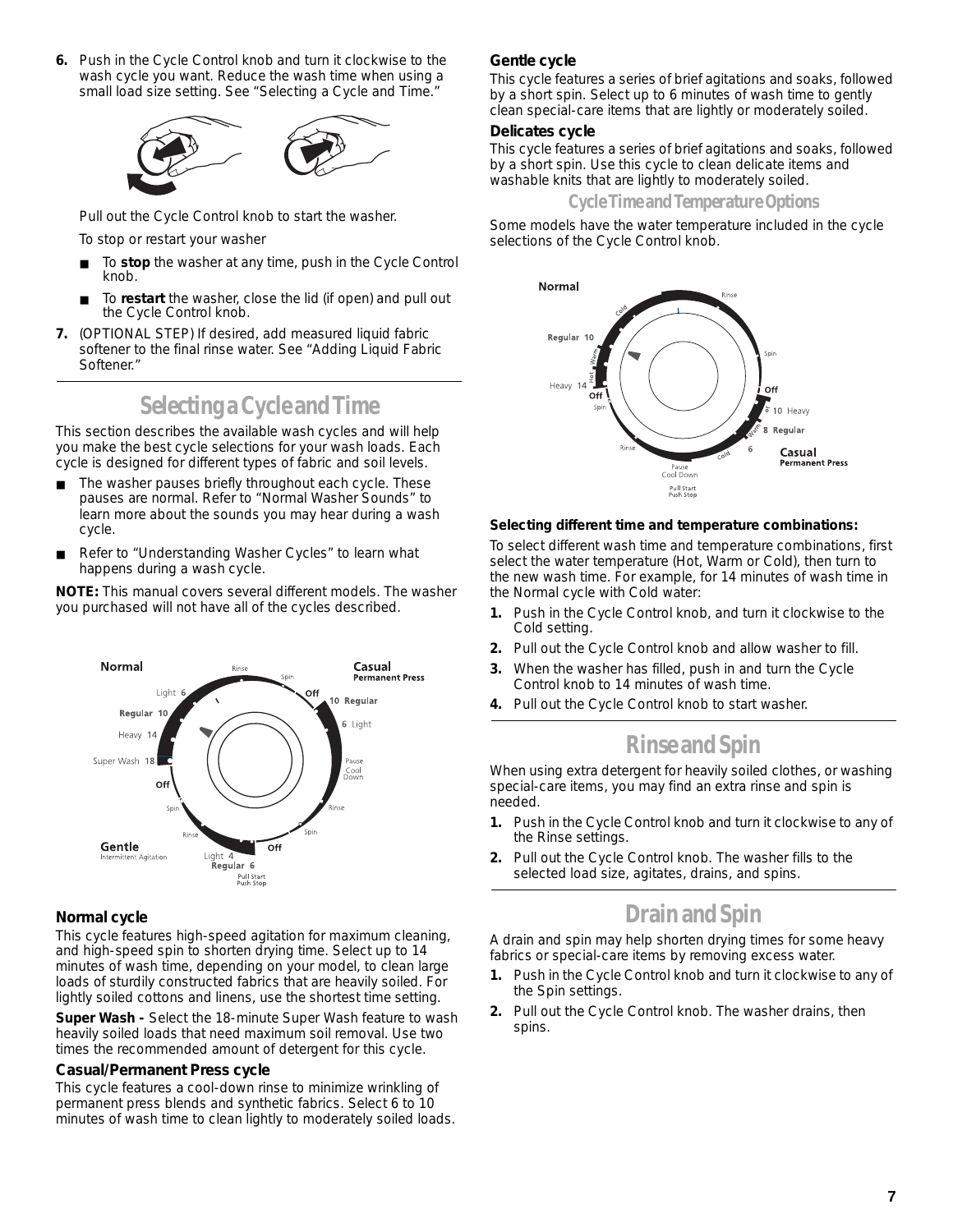6. Push in the Cycle Control knob and turn it clockwise to the wash cycle you want. Reduce the wash time when using a small load size setting. See "Selecting a Cycle and Time."

   Pull out the Cycle Control knob to start the washer.

   To stop or restart your washer

   - To **stop** the washer at any time, push in the Cycle Control knob.
   - To **restart** the washer, close the lid (if open) and pull out the Cycle Control knob.

7. (OPTIONAL STEP) If desired, add measured liquid fabric softener to the final rinse water. See "Adding Liquid Fabric Softener."

## Selecting a Cycle and Time

This section describes the available wash cycles and will help you make the best cycle selections for your wash loads. Each cycle is designed for different types of fabric and soil levels.

- The washer pauses briefly throughout each cycle. These pauses are normal. Refer to "Normal Washer Sounds" to learn more about the sounds you may hear during a wash cycle.
- Refer to "Understanding Washer Cycles" to learn what happens during a wash cycle.

**NOTE:** This manual covers several different models. The washer you purchased will not have all of the cycles described.

### Normal cycle

This cycle features high-speed agitation for maximum cleaning, and high-speed spin to shorten drying time. Select up to 14 minutes of wash time, depending on your model, to clean large loads of sturdily constructed fabrics that are heavily soiled. For lightly soiled cottons and linens, use the shortest time setting.

**Super Wash -** Select the 18-minute Super Wash feature to wash heavily soiled loads that need maximum soil removal. Use two times the recommended amount of detergent for this cycle.

### Casual/Permanent Press cycle

This cycle features a cool-down rinse to minimize wrinkling of permanent press blends and synthetic fabrics. Select 6 to 10 minutes of wash time to clean lightly to moderately soiled loads.

### Gentle cycle

This cycle features a series of brief agitations and soaks, followed by a short spin. Select up to 6 minutes of wash time to gently clean special-care items that are lightly or moderately soiled.

### Delicates cycle

This cycle features a series of brief agitations and soaks, followed by a short spin. Use this cycle to clean delicate items and washable knits that are lightly to moderately soiled.

### Cycle Time and Temperature Options

Some models have the water temperature included in the cycle selections of the Cycle Control knob.

**Selecting different time and temperature combinations:**

To select different wash time and temperature combinations, first select the water temperature (Hot, Warm or Cold), then turn to the new wash time. For example, for 14 minutes of wash time in the Normal cycle with Cold water:

1. Push in the Cycle Control knob, and turn it clockwise to the Cold setting.
2. Pull out the Cycle Control knob and allow washer to fill.
3. When the washer has filled, push in and turn the Cycle Control knob to 14 minutes of wash time.
4. Pull out the Cycle Control knob to start washer.

## Rinse and Spin

When using extra detergent for heavily soiled clothes, or washing special-care items, you may find an extra rinse and spin is needed.

1. Push in the Cycle Control knob and turn it clockwise to any of the Rinse settings.
2. Pull out the Cycle Control knob. The washer fills to the selected load size, agitates, drains, and spins.

## Drain and Spin

A drain and spin may help shorten drying times for some heavy fabrics or special-care items by removing excess water.

1. Push in the Cycle Control knob and turn it clockwise to any of the Spin settings.
2. Pull out the Cycle Control knob. The washer drains, then spins.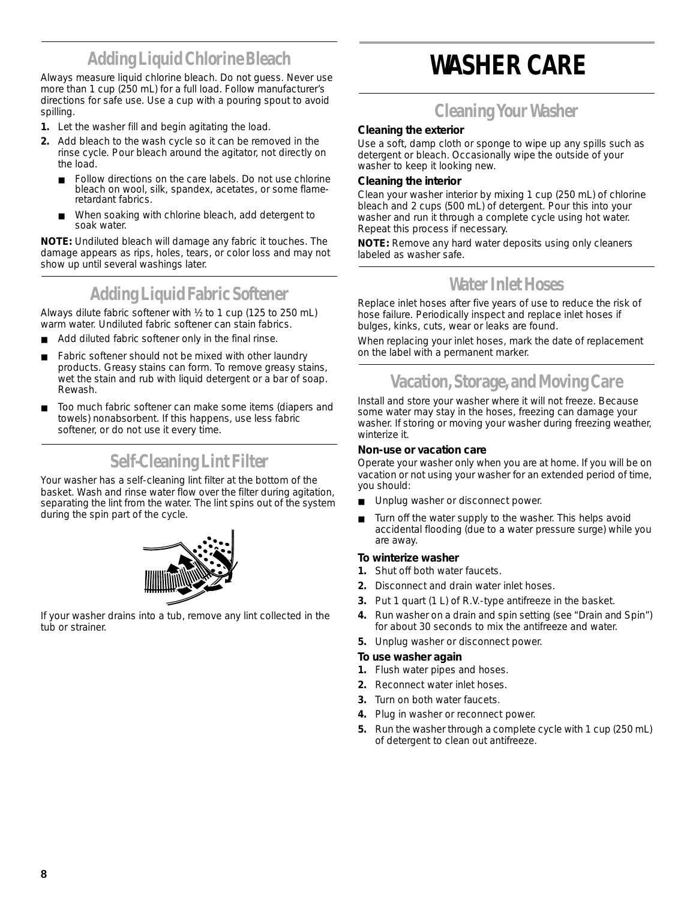## Adding Liquid Chlorine Bleach

Always measure liquid chlorine bleach. Do not guess. Never use more than 1 cup (250 mL) for a full load. Follow manufacturer's directions for safe use. Use a cup with a pouring spout to avoid spilling.

1. Let the washer fill and begin agitating the load.
2. Add bleach to the wash cycle so it can be removed in the rinse cycle. Pour bleach around the agitator, not directly on the load.
   - Follow directions on the care labels. Do not use chlorine bleach on wool, silk, spandex, acetates, or some flame-retardant fabrics.
   - When soaking with chlorine bleach, add detergent to soak water.

**NOTE:** Undiluted bleach will damage any fabric it touches. The damage appears as rips, holes, tears, or color loss and may not show up until several washings later.

## Adding Liquid Fabric Softener

Always dilute fabric softener with ½ to 1 cup (125 to 250 mL) warm water. Undiluted fabric softener can stain fabrics.

- Add diluted fabric softener only in the final rinse.
- Fabric softener should not be mixed with other laundry products. Greasy stains can form. To remove greasy stains, wet the stain and rub with liquid detergent or a bar of soap. Rewash.
- Too much fabric softener can make some items (diapers and towels) nonabsorbent. If this happens, use less fabric softener, or do not use it every time.

## Self-Cleaning Lint Filter

Your washer has a self-cleaning lint filter at the bottom of the basket. Wash and rinse water flow over the filter during agitation, separating the lint from the water. The lint spins out of the system during the spin part of the cycle.

If your washer drains into a tub, remove any lint collected in the tub or strainer.

# WASHER CARE

## Cleaning Your Washer

**Cleaning the exterior**

Use a soft, damp cloth or sponge to wipe up any spills such as detergent or bleach. Occasionally wipe the outside of your washer to keep it looking new.

**Cleaning the interior**

Clean your washer interior by mixing 1 cup (250 mL) of chlorine bleach and 2 cups (500 mL) of detergent. Pour this into your washer and run it through a complete cycle using hot water. Repeat this process if necessary.

**NOTE:** Remove any hard water deposits using only cleaners labeled as washer safe.

## Water Inlet Hoses

Replace inlet hoses after five years of use to reduce the risk of hose failure. Periodically inspect and replace inlet hoses if bulges, kinks, cuts, wear or leaks are found.

When replacing your inlet hoses, mark the date of replacement on the label with a permanent marker.

## Vacation, Storage, and Moving Care

Install and store your washer where it will not freeze. Because some water may stay in the hoses, freezing can damage your washer. If storing or moving your washer during freezing weather, winterize it.

**Non-use or vacation care**

Operate your washer only when you are at home. If you will be on vacation or not using your washer for an extended period of time, you should:

- Unplug washer or disconnect power.
- Turn off the water supply to the washer. This helps avoid accidental flooding (due to a water pressure surge) while you are away.

**To winterize washer**

1. Shut off both water faucets.
2. Disconnect and drain water inlet hoses.
3. Put 1 quart (1 L) of R.V.-type antifreeze in the basket.
4. Run washer on a drain and spin setting (see "Drain and Spin") for about 30 seconds to mix the antifreeze and water.
5. Unplug washer or disconnect power.

**To use washer again**

1. Flush water pipes and hoses.
2. Reconnect water inlet hoses.
3. Turn on both water faucets.
4. Plug in washer or reconnect power.
5. Run the washer through a complete cycle with 1 cup (250 mL) of detergent to clean out antifreeze.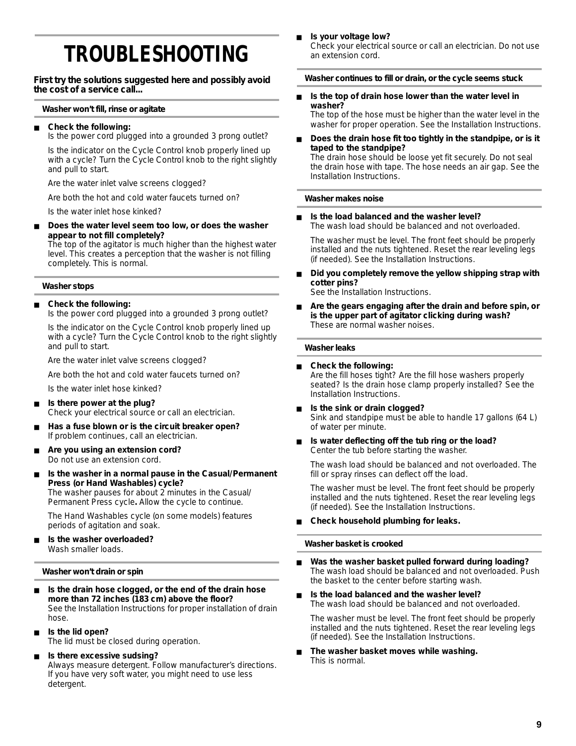# TROUBLESHOOTING

**First try the solutions suggested here and possibly avoid the cost of a service call...**

### Washer won't fill, rinse or agitate

- **Check the following:**
  Is the power cord plugged into a grounded 3 prong outlet?

  Is the indicator on the Cycle Control knob properly lined up with a cycle? Turn the Cycle Control knob to the right slightly and pull to start.

  Are the water inlet valve screens clogged?

  Are both the hot and cold water faucets turned on?

  Is the water inlet hose kinked?

- **Does the water level seem too low, or does the washer appear to not fill completely?**
  The top of the agitator is much higher than the highest water level. This creates a perception that the washer is not filling completely. This is normal.

### Washer stops

- **Check the following:**
  Is the power cord plugged into a grounded 3 prong outlet?

  Is the indicator on the Cycle Control knob properly lined up with a cycle? Turn the Cycle Control knob to the right slightly and pull to start.

  Are the water inlet valve screens clogged?

  Are both the hot and cold water faucets turned on?

  Is the water inlet hose kinked?

- **Is there power at the plug?**
  Check your electrical source or call an electrician.

- **Has a fuse blown or is the circuit breaker open?**
  If problem continues, call an electrician.

- **Are you using an extension cord?**
  Do not use an extension cord.

- **Is the washer in a normal pause in the Casual/Permanent Press (or Hand Washables) cycle?**
  The washer pauses for about 2 minutes in the Casual/Permanent Press cycle**.** Allow the cycle to continue.

  The Hand Washables cycle (on some models) features periods of agitation and soak.

- **Is the washer overloaded?**
  Wash smaller loads.

### Washer won't drain or spin

- **Is the drain hose clogged, or the end of the drain hose more than 72 inches (183 cm) above the floor?**
  See the Installation Instructions for proper installation of drain hose.

- **Is the lid open?**
  The lid must be closed during operation.

- **Is there excessive sudsing?**
  Always measure detergent. Follow manufacturer's directions. If you have very soft water, you might need to use less detergent.

- **Is your voltage low?**
  Check your electrical source or call an electrician. Do not use an extension cord.

### Washer continues to fill or drain, or the cycle seems stuck

- **Is the top of drain hose lower than the water level in washer?**
  The top of the hose must be higher than the water level in the washer for proper operation. See the Installation Instructions.

- **Does the drain hose fit too tightly in the standpipe, or is it taped to the standpipe?**
  The drain hose should be loose yet fit securely. Do not seal the drain hose with tape. The hose needs an air gap. See the Installation Instructions.

### Washer makes noise

- **Is the load balanced and the washer level?**
  The wash load should be balanced and not overloaded.

  The washer must be level. The front feet should be properly installed and the nuts tightened. Reset the rear leveling legs (if needed). See the Installation Instructions.

- **Did you completely remove the yellow shipping strap with cotter pins?**
  See the Installation Instructions.

- **Are the gears engaging after the drain and before spin, or is the upper part of agitator clicking during wash?**
  These are normal washer noises.

### Washer leaks

- **Check the following:**
  Are the fill hoses tight? Are the fill hose washers properly seated? Is the drain hose clamp properly installed? See the Installation Instructions.

- **Is the sink or drain clogged?**
  Sink and standpipe must be able to handle 17 gallons (64 L) of water per minute.

- **Is water deflecting off the tub ring or the load?**
  Center the tub before starting the washer.

  The wash load should be balanced and not overloaded. The fill or spray rinses can deflect off the load.

  The washer must be level. The front feet should be properly installed and the nuts tightened. Reset the rear leveling legs (if needed). See the Installation Instructions.

- **Check household plumbing for leaks.**

### Washer basket is crooked

- **Was the washer basket pulled forward during loading?**
  The wash load should be balanced and not overloaded. Push the basket to the center before starting wash.

- **Is the load balanced and the washer level?**
  The wash load should be balanced and not overloaded.

  The washer must be level. The front feet should be properly installed and the nuts tightened. Reset the rear leveling legs (if needed). See the Installation Instructions.

- **The washer basket moves while washing.**
  This is normal.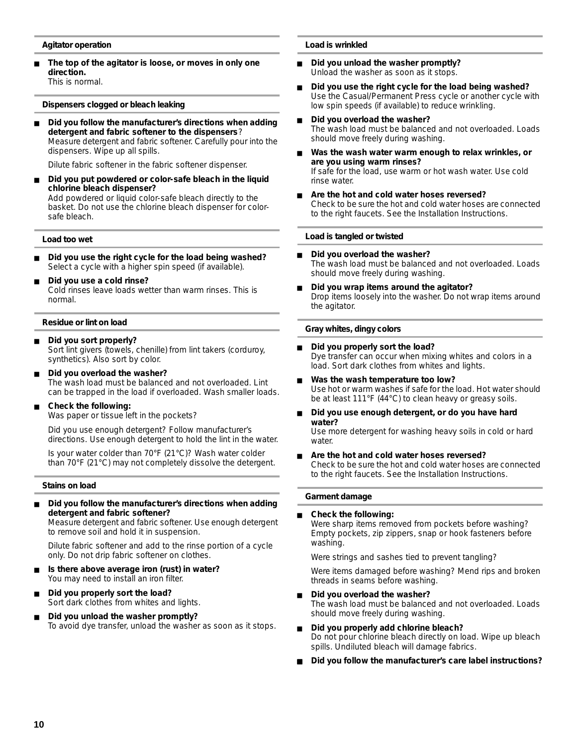### Agitator operation

- **The top of the agitator is loose, or moves in only one direction.**
  This is normal.

### Dispensers clogged or bleach leaking

- **Did you follow the manufacturer's directions when adding detergent and fabric softener to the dispensers**?
  Measure detergent and fabric softener. Carefully pour into the dispensers. Wipe up all spills.

  Dilute fabric softener in the fabric softener dispenser.

- **Did you put powdered or color-safe bleach in the liquid chlorine bleach dispenser?**
  Add powdered or liquid color-safe bleach directly to the basket. Do not use the chlorine bleach dispenser for color-safe bleach.

### Load too wet

- **Did you use the right cycle for the load being washed?**
  Select a cycle with a higher spin speed (if available).

- **Did you use a cold rinse?**
  Cold rinses leave loads wetter than warm rinses. This is normal.

### Residue or lint on load

- **Did you sort properly?**
  Sort lint givers (towels, chenille) from lint takers (corduroy, synthetics). Also sort by color.

- **Did you overload the washer?**
  The wash load must be balanced and not overloaded. Lint can be trapped in the load if overloaded. Wash smaller loads.

- **Check the following:**
  Was paper or tissue left in the pockets?

  Did you use enough detergent? Follow manufacturer's directions. Use enough detergent to hold the lint in the water.

  Is your water colder than 70°F (21°C)? Wash water colder than 70°F (21°C) may not completely dissolve the detergent.

### Stains on load

- **Did you follow the manufacturer's directions when adding detergent and fabric softener?**
  Measure detergent and fabric softener. Use enough detergent to remove soil and hold it in suspension.

  Dilute fabric softener and add to the rinse portion of a cycle only. Do not drip fabric softener on clothes.

- **Is there above average iron (rust) in water?**
  You may need to install an iron filter.

- **Did you properly sort the load?**
  Sort dark clothes from whites and lights.

- **Did you unload the washer promptly?**
  To avoid dye transfer, unload the washer as soon as it stops.

### Load is wrinkled

- **Did you unload the washer promptly?**
  Unload the washer as soon as it stops.

- **Did you use the right cycle for the load being washed?**
  Use the Casual/Permanent Press cycle or another cycle with low spin speeds (if available) to reduce wrinkling.

- **Did you overload the washer?**
  The wash load must be balanced and not overloaded. Loads should move freely during washing.

- **Was the wash water warm enough to relax wrinkles, or are you using warm rinses?**
  If safe for the load, use warm or hot wash water. Use cold rinse water.

- **Are the hot and cold water hoses reversed?**
  Check to be sure the hot and cold water hoses are connected to the right faucets. See the Installation Instructions.

### Load is tangled or twisted

- **Did you overload the washer?**
  The wash load must be balanced and not overloaded. Loads should move freely during washing.

- **Did you wrap items around the agitator?**
  Drop items loosely into the washer. Do not wrap items around the agitator.

### Gray whites, dingy colors

- **Did you properly sort the load?**
  Dye transfer can occur when mixing whites and colors in a load. Sort dark clothes from whites and lights.

- **Was the wash temperature too low?**
  Use hot or warm washes if safe for the load. Hot water should be at least 111°F (44°C) to clean heavy or greasy soils.

- **Did you use enough detergent, or do you have hard water?**
  Use more detergent for washing heavy soils in cold or hard water.

- **Are the hot and cold water hoses reversed?**
  Check to be sure the hot and cold water hoses are connected to the right faucets. See the Installation Instructions.

### Garment damage

- **Check the following:**
  Were sharp items removed from pockets before washing? Empty pockets, zip zippers, snap or hook fasteners before washing.

  Were strings and sashes tied to prevent tangling?

  Were items damaged before washing? Mend rips and broken threads in seams before washing.

- **Did you overload the washer?**
  The wash load must be balanced and not overloaded. Loads should move freely during washing.

- **Did you properly add chlorine bleach?**
  Do not pour chlorine bleach directly on load. Wipe up bleach spills. Undiluted bleach will damage fabrics.

- **Did you follow the manufacturer's care label instructions?**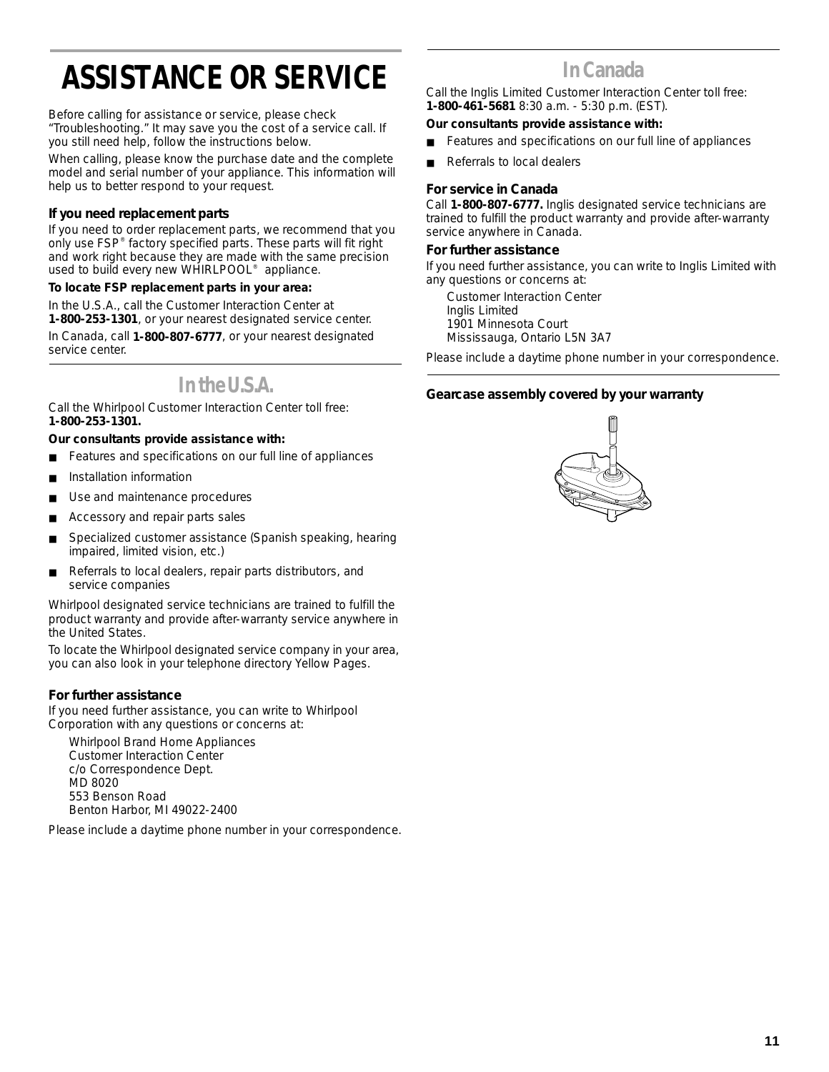# ASSISTANCE OR SERVICE

Before calling for assistance or service, please check "Troubleshooting." It may save you the cost of a service call. If you still need help, follow the instructions below.

When calling, please know the purchase date and the complete model and serial number of your appliance. This information will help us to better respond to your request.

### If you need replacement parts

If you need to order replacement parts, we recommend that you only use FSP® factory specified parts. These parts will fit right and work right because they are made with the same precision used to build every new WHIRLPOOL® appliance.

**To locate FSP replacement parts in your area:**

In the U.S.A., call the Customer Interaction Center at **1-800-253-1301**, or your nearest designated service center.

In Canada, call **1-800-807-6777**, or your nearest designated service center.

## In the U.S.A.

Call the Whirlpool Customer Interaction Center toll free: **1-800-253-1301.**

**Our consultants provide assistance with:**

- Features and specifications on our full line of appliances
- Installation information
- Use and maintenance procedures
- Accessory and repair parts sales
- Specialized customer assistance (Spanish speaking, hearing impaired, limited vision, etc.)
- Referrals to local dealers, repair parts distributors, and service companies

Whirlpool designated service technicians are trained to fulfill the product warranty and provide after-warranty service anywhere in the United States.

To locate the Whirlpool designated service company in your area, you can also look in your telephone directory Yellow Pages.

### For further assistance

If you need further assistance, you can write to Whirlpool Corporation with any questions or concerns at:

Whirlpool Brand Home Appliances
Customer Interaction Center
c/o Correspondence Dept.
MD 8020
553 Benson Road
Benton Harbor, MI 49022-2400

Please include a daytime phone number in your correspondence.

## In Canada

Call the Inglis Limited Customer Interaction Center toll free: **1-800-461-5681** 8:30 a.m. - 5:30 p.m. (EST).

**Our consultants provide assistance with:**

- Features and specifications on our full line of appliances
- Referrals to local dealers

### For service in Canada

Call **1-800-807-6777.** Inglis designated service technicians are trained to fulfill the product warranty and provide after-warranty service anywhere in Canada.

### For further assistance

If you need further assistance, you can write to Inglis Limited with any questions or concerns at:

Customer Interaction Center
Inglis Limited
1901 Minnesota Court
Mississauga, Ontario L5N 3A7

Please include a daytime phone number in your correspondence.

**Gearcase assembly covered by your warranty**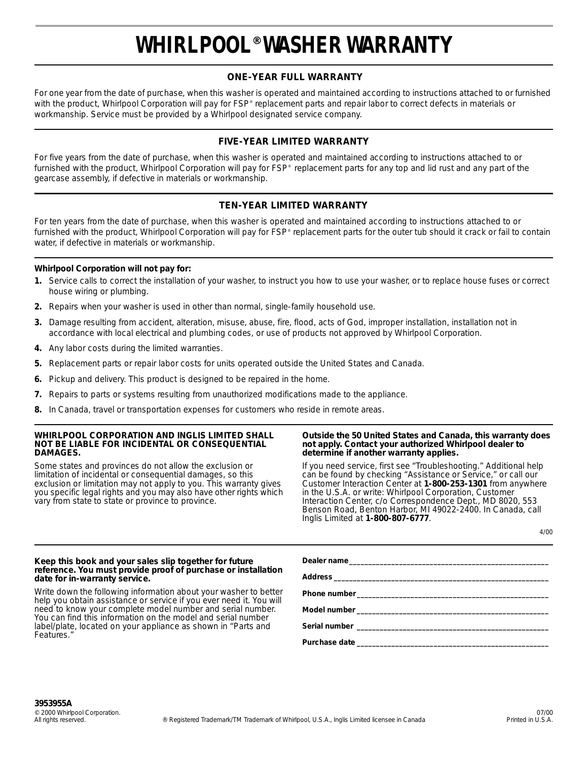# WHIRLPOOL® WASHER WARRANTY

## ONE-YEAR FULL WARRANTY

For one year from the date of purchase, when this washer is operated and maintained according to instructions attached to or furnished with the product, Whirlpool Corporation will pay for FSP® replacement parts and repair labor to correct defects in materials or workmanship. Service must be provided by a Whirlpool designated service company.

## FIVE-YEAR LIMITED WARRANTY

For five years from the date of purchase, when this washer is operated and maintained according to instructions attached to or furnished with the product, Whirlpool Corporation will pay for FSP® replacement parts for any top and lid rust and any part of the gearcase assembly, if defective in materials or workmanship.

## TEN-YEAR LIMITED WARRANTY

For ten years from the date of purchase, when this washer is operated and maintained according to instructions attached to or furnished with the product, Whirlpool Corporation will pay for FSP® replacement parts for the outer tub should it crack or fail to contain water, if defective in materials or workmanship.

**Whirlpool Corporation will not pay for:**

1. Service calls to correct the installation of your washer, to instruct you how to use your washer, or to replace house fuses or correct house wiring or plumbing.
2. Repairs when your washer is used in other than normal, single-family household use.
3. Damage resulting from accident, alteration, misuse, abuse, fire, flood, acts of God, improper installation, installation not in accordance with local electrical and plumbing codes, or use of products not approved by Whirlpool Corporation.
4. Any labor costs during the limited warranties.
5. Replacement parts or repair labor costs for units operated outside the United States and Canada.
6. Pickup and delivery. This product is designed to be repaired in the home.
7. Repairs to parts or systems resulting from unauthorized modifications made to the appliance.
8. In Canada, travel or transportation expenses for customers who reside in remote areas.

**WHIRLPOOL CORPORATION AND INGLIS LIMITED SHALL NOT BE LIABLE FOR INCIDENTAL OR CONSEQUENTIAL DAMAGES.**

Some states and provinces do not allow the exclusion or limitation of incidental or consequential damages, so this exclusion or limitation may not apply to you. This warranty gives you specific legal rights and you may also have other rights which vary from state to state or province to province.

**Outside the 50 United States and Canada, this warranty does not apply. Contact your authorized Whirlpool dealer to determine if another warranty applies.**

If you need service, first see "Troubleshooting." Additional help can be found by checking "Assistance or Service," or call our Customer Interaction Center at **1-800-253-1301** from anywhere in the U.S.A. or write: Whirlpool Corporation, Customer Interaction Center, c/o Correspondence Dept., MD 8020, 553 Benson Road, Benton Harbor, MI 49022-2400. In Canada, call Inglis Limited at **1-800-807-6777**.

4/00

**Keep this book and your sales slip together for future reference. You must provide proof of purchase or installation date for in-warranty service.**

Write down the following information about your washer to better help you obtain assistance or service if you ever need it. You will need to know your complete model number and serial number. You can find this information on the model and serial number label/plate, located on your appliance as shown in "Parts and Features."

**Dealer name** ____________________

**Address** ____________________

**Phone number** ____________________

**Model number** ____________________

**Serial number** ____________________

**Purchase date** ____________________

**3953955A**

© 2000 Whirlpool Corporation.
All rights reserved.

® Registered Trademark/TM Trademark of Whirlpool, U.S.A., Inglis Limited licensee in Canada

07/00
Printed in U.S.A.